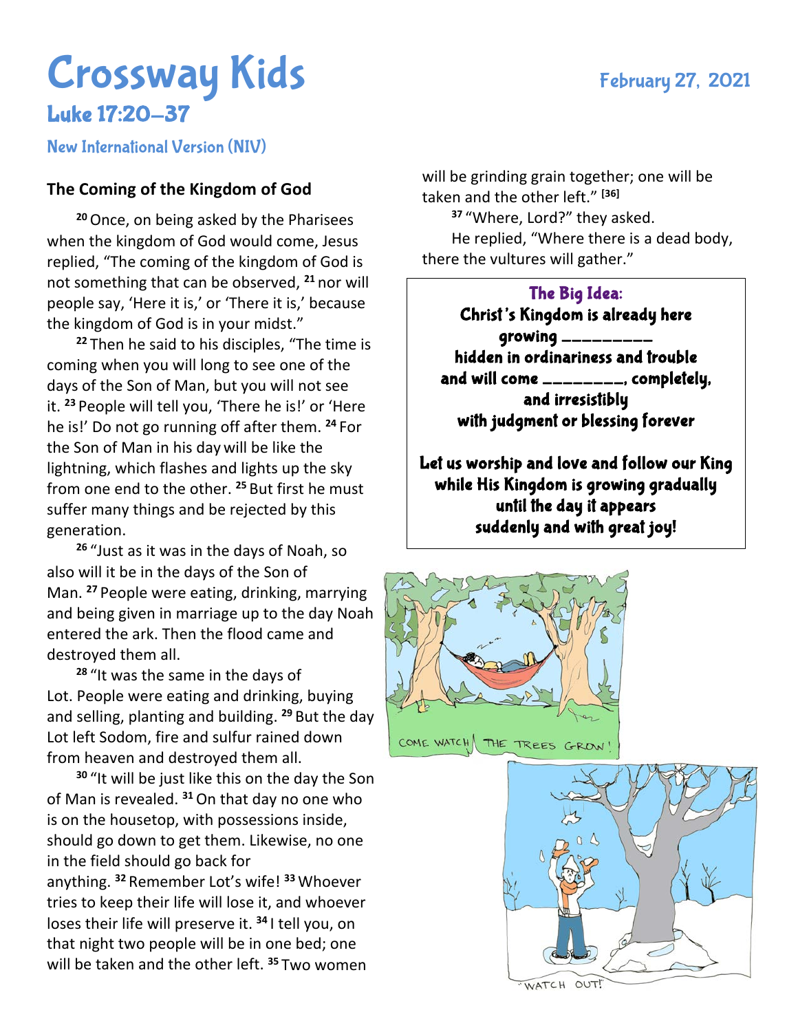# Crossway Kids

February 27, 2021

## Luke 17:20–37

New International Version (NIV)

### The Coming of the Kingdom of God

[20] Once, on being asked by the Pharisees when the kingdom of God would come, Jesus replied, “The coming of the kingdom of God is not something that can be observed, [21] nor will people say, ‘Here it is,’ or ‘There it is,’ because the kingdom of God is in your midst.”

[22] Then he said to his disciples, “The time is coming when you will long to see one of the days of the Son of Man, but you will not see it. [23] People will tell you, ‘There he is!’ or ‘Here he is!’ Do not go running off after them. [24] For the Son of Man in his day will be like the lightning, which flashes and lights up the sky from one end to the other. [25] But first he must suffer many things and be rejected by this generation.

[26] “Just as it was in the days of Noah, so also will it be in the days of the Son of Man. [27] People were eating, drinking, marrying and being given in marriage up to the day Noah entered the ark. Then the flood came and destroyed them all.

[28] “It was the same in the days of Lot. People were eating and drinking, buying and selling, planting and building. [29] But the day Lot left Sodom, fire and sulfur rained down from heaven and destroyed them all.

[30] “It will be just like this on the day the Son of Man is revealed. [31] On that day no one who is on the housetop, with possessions inside, should go down to get them. Likewise, no one in the field should go back for anything. [32] Remember Lot’s wife! [33] Whoever tries to keep their life will lose it, and whoever loses their life will preserve it. [34] I tell you, on that night two people will be in one bed; one will be taken and the other left. [35] Two women will be grinding grain together; one will be taken and the other left.” [36]

[37] “Where, Lord?” they asked.

He replied, “Where there is a dead body, there the vultures will gather.”

**The Big Idea:**
**Christ’s Kingdom is already here**
**growing _________**
**hidden in ordinariness and trouble**
**and will come ________, completely,**
**and irresistibly**
**with judgment or blessing forever**

**Let us worship and love and follow our King while His Kingdom is growing gradually until the day it appears suddenly and with great joy!**

COME WATCH THE TREES GROW!

"WATCH OUT!"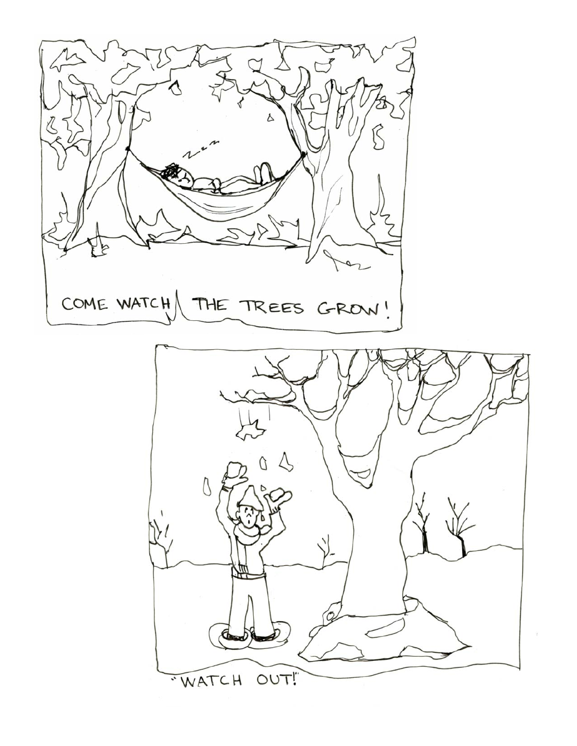COME WATCH THE TREES GROW!

"WATCH OUT!"